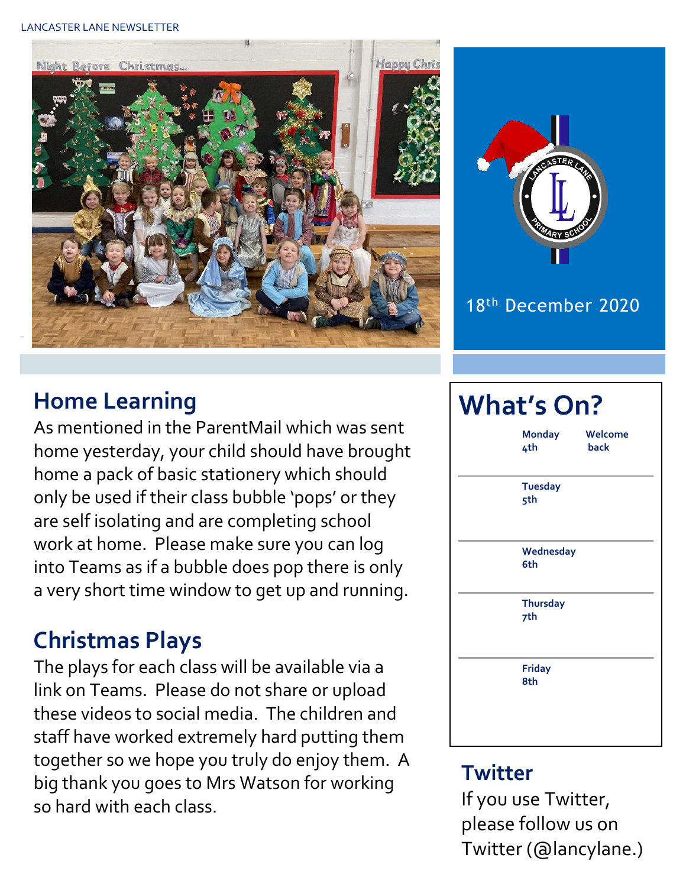18th December 2020

## Home Learning

As mentioned in the ParentMail which was sent home yesterday, your child should have brought home a pack of basic stationery which should only be used if their class bubble 'pops' or they are self isolating and are completing school work at home. Please make sure you can log into Teams as if a bubble does pop there is only a very short time window to get up and running.

## Christmas Plays

The plays for each class will be available via a link on Teams. Please do not share or upload these videos to social media. The children and staff have worked extremely hard putting them together so we hope you truly do enjoy them. A big thank you goes to Mrs Watson for working so hard with each class.

## What's On?

| | |
|---|---|
| Monday 4th | Welcome back |
| Tuesday 5th | |
| Wednesday 6th | |
| Thursday 7th | |
| Friday 8th | |

## Twitter

If you use Twitter, please follow us on Twitter (@lancylane.)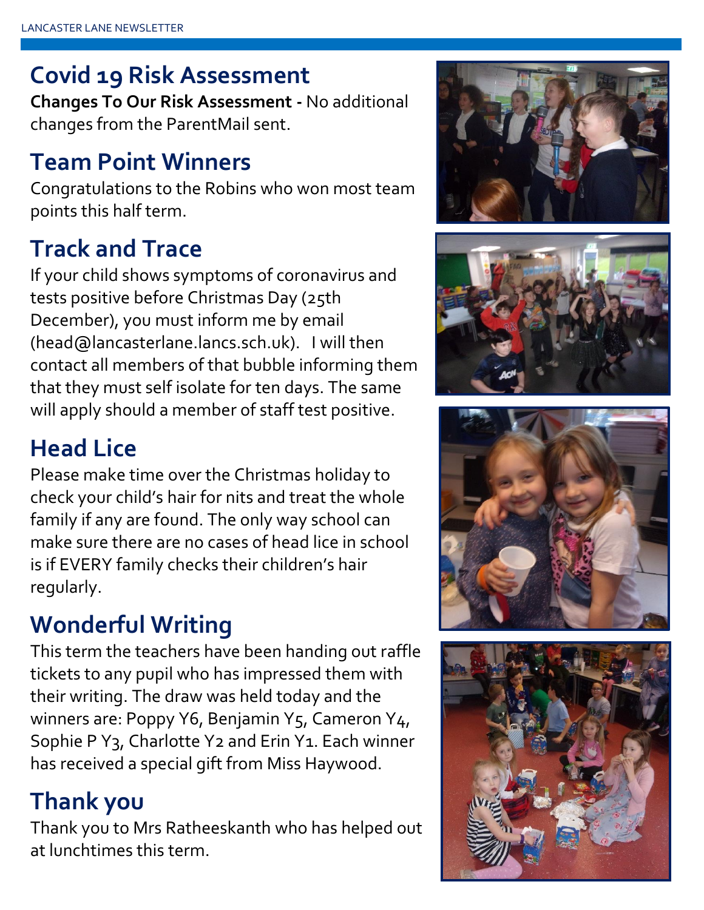## Covid 19 Risk Assessment

**Changes To Our Risk Assessment -** No additional changes from the ParentMail sent.

## Team Point Winners

Congratulations to the Robins who won most team points this half term.

## Track and Trace

If your child shows symptoms of coronavirus and tests positive before Christmas Day (25th December), you must inform me by email (head@lancasterlane.lancs.sch.uk). I will then contact all members of that bubble informing them that they must self isolate for ten days. The same will apply should a member of staff test positive.

## Head Lice

Please make time over the Christmas holiday to check your child's hair for nits and treat the whole family if any are found. The only way school can make sure there are no cases of head lice in school is if EVERY family checks their children's hair regularly.

## Wonderful Writing

This term the teachers have been handing out raffle tickets to any pupil who has impressed them with their writing. The draw was held today and the winners are: Poppy Y6, Benjamin Y5, Cameron Y4, Sophie P Y3, Charlotte Y2 and Erin Y1. Each winner has received a special gift from Miss Haywood.

## Thank you

Thank you to Mrs Ratheeskanth who has helped out at lunchtimes this term.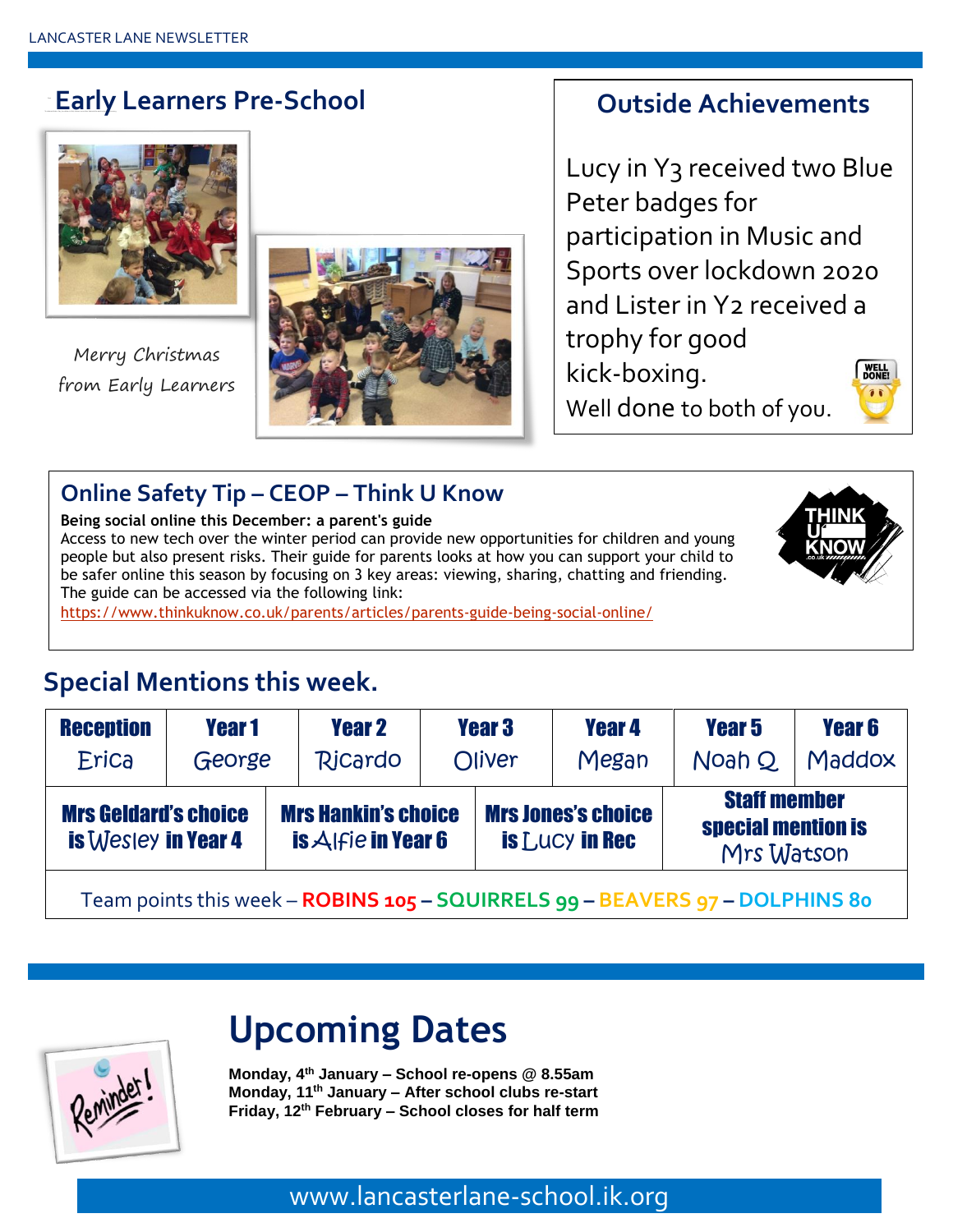## Early Learners Pre-School

Merry Christmas from Early Learners

## Outside Achievements

Lucy in Y3 received two Blue Peter badges for participation in Music and Sports over lockdown 2020 and Lister in Y2 received a trophy for good kick-boxing.

Well done to both of you.

## Online Safety Tip – CEOP – Think U Know

**Being social online this December: a parent's guide**

Access to new tech over the winter period can provide new opportunities for children and young people but also present risks. Their guide for parents looks at how you can support your child to be safer online this season by focusing on 3 key areas: viewing, sharing, chatting and friending. The guide can be accessed via the following link:

https://www.thinkuknow.co.uk/parents/articles/parents-guide-being-social-online/

## Special Mentions this week.

| Reception | Year 1 | Year 2 | Year 3 | Year 4 | Year 5 | Year 6 |
|---|---|---|---|---|---|---|
| Erica | George | Ricardo | Oliver | Megan | Noah Q | Maddox |

| | | | |
|---|---|---|---|
| **Mrs Geldard's choice is** Wesley **in Year 4** | **Mrs Hankin's choice is** Alfie **in Year 6** | **Mrs Jones's choice is** Lucy **in Rec** | **Staff member special mention is** Mrs Watson |

Team points this week – **ROBINS 105** – **SQUIRRELS 99** – **BEAVERS 97** – **DOLPHINS 80**

## Upcoming Dates

**Monday, 4th January – School re-opens @ 8.55am**
**Monday, 11th January – After school clubs re-start**
**Friday, 12th February – School closes for half term**

www.lancasterlane-school.ik.org